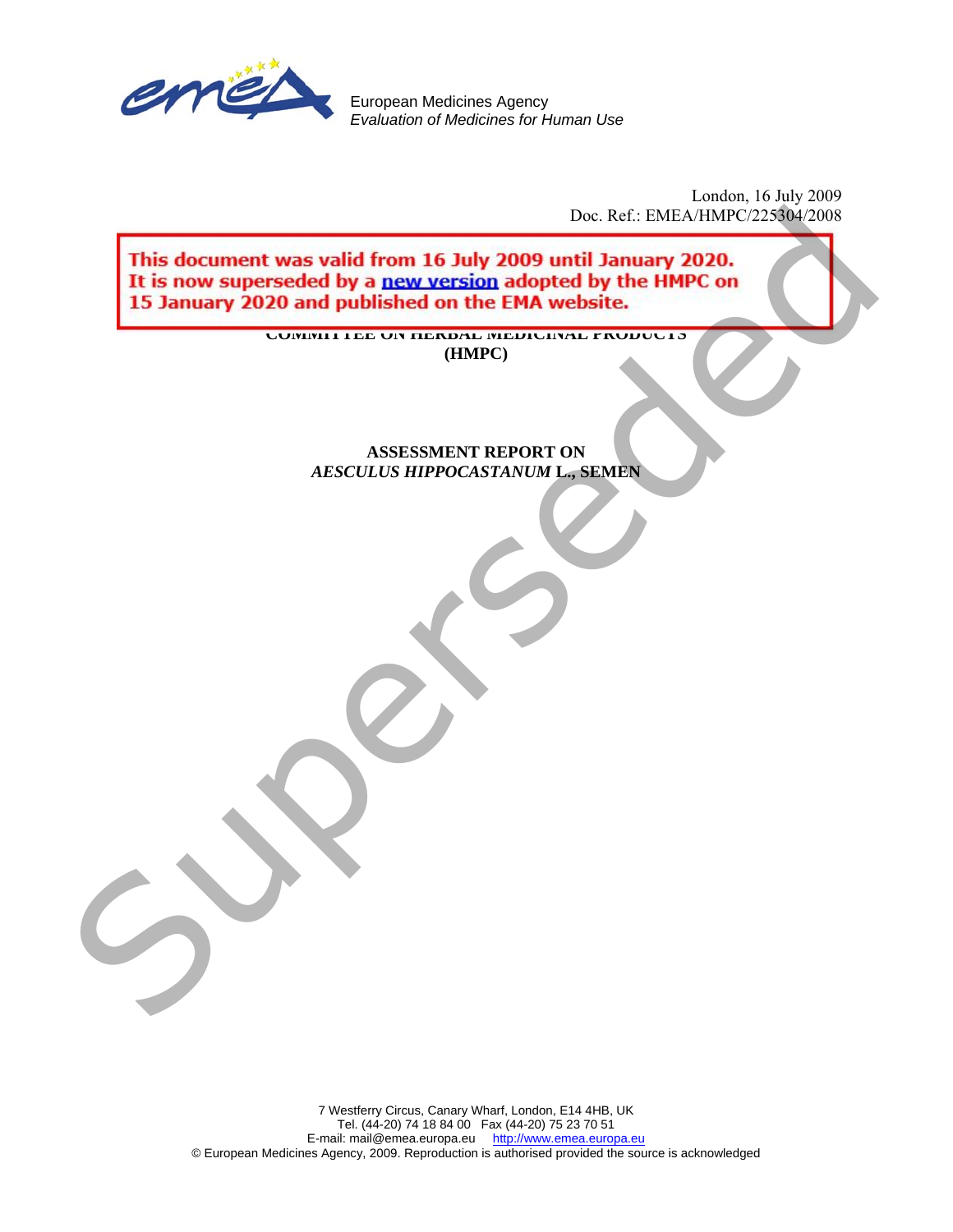European Medicines Agency
*Evaluation of Medicines for Human Use*

London, 16 July 2009
Doc. Ref.: EMEA/HMPC/225304/2008

**This document was valid from 16 July 2009 until January 2020. It is now superseded by a new version adopted by the HMPC on 15 January 2020 and published on the EMA website.**

**COMMITTEE ON HERBAL MEDICINAL PRODUCTS (HMPC)**

# ASSESSMENT REPORT ON *AESCULUS HIPPOCASTANUM* L., SEMEN

7 Westferry Circus, Canary Wharf, London, E14 4HB, UK
Tel. (44-20) 74 18 84 00 Fax (44-20) 75 23 70 51
E-mail: mail@emea.europa.eu http://www.emea.europa.eu
© European Medicines Agency, 2009. Reproduction is authorised provided the source is acknowledged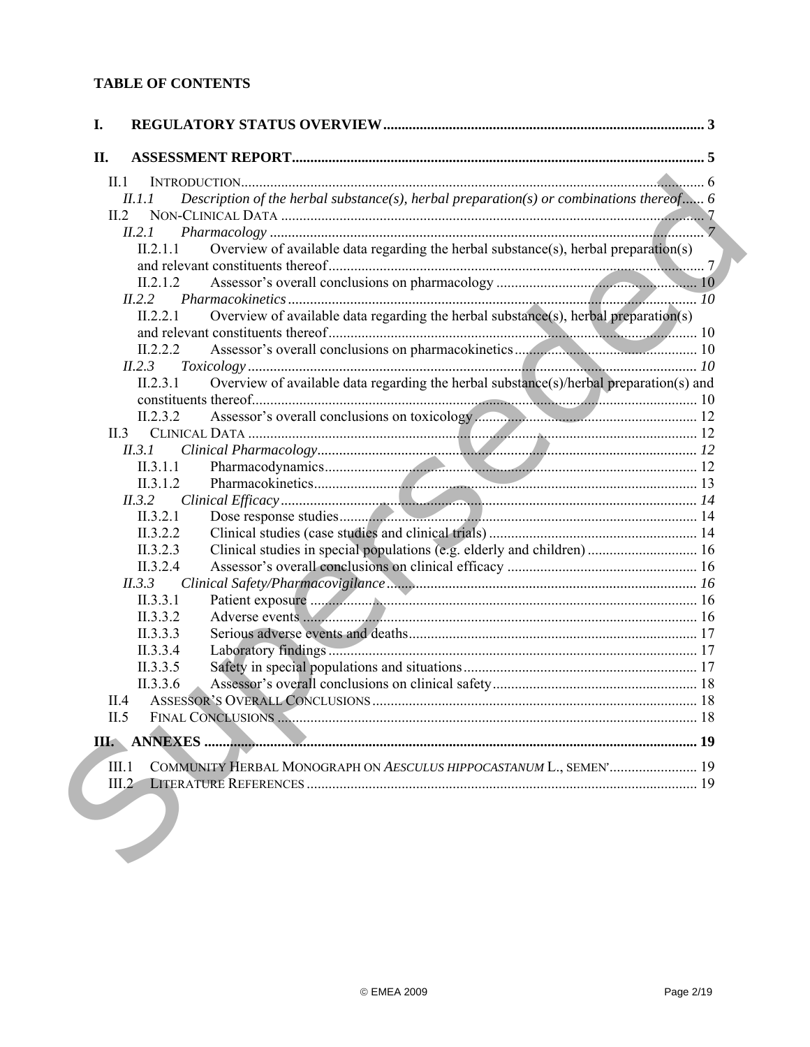**TABLE OF CONTENTS**

I. REGULATORY STATUS OVERVIEW ........ 3

II. ASSESSMENT REPORT ........ 5

- II.1 INTRODUCTION ........ 6
  - *II.1.1 Description of the herbal substance(s), herbal preparation(s) or combinations thereof* ........ 6
- II.2 NON-CLINICAL DATA ........ 7
  - *II.2.1 Pharmacology* ........ 7
    - II.2.1.1 Overview of available data regarding the herbal substance(s), herbal preparation(s) and relevant constituents thereof ........ 7
    - II.2.1.2 Assessor's overall conclusions on pharmacology ........ 10
  - *II.2.2 Pharmacokinetics* ........ 10
    - II.2.2.1 Overview of available data regarding the herbal substance(s), herbal preparation(s) and relevant constituents thereof ........ 10
    - II.2.2.2 Assessor's overall conclusions on pharmacokinetics ........ 10
  - *II.2.3 Toxicology* ........ 10
    - II.2.3.1 Overview of available data regarding the herbal substance(s)/herbal preparation(s) and constituents thereof ........ 10
    - II.2.3.2 Assessor's overall conclusions on toxicology ........ 12
- II.3 CLINICAL DATA ........ 12
  - *II.3.1 Clinical Pharmacology* ........ 12
    - II.3.1.1 Pharmacodynamics ........ 12
    - II.3.1.2 Pharmacokinetics ........ 13
  - *II.3.2 Clinical Efficacy* ........ 14
    - II.3.2.1 Dose response studies ........ 14
    - II.3.2.2 Clinical studies (case studies and clinical trials) ........ 14
    - II.3.2.3 Clinical studies in special populations (e.g. elderly and children) ........ 16
    - II.3.2.4 Assessor's overall conclusions on clinical efficacy ........ 16
  - *II.3.3 Clinical Safety/Pharmacovigilance* ........ 16
    - II.3.3.1 Patient exposure ........ 16
    - II.3.3.2 Adverse events ........ 16
    - II.3.3.3 Serious adverse events and deaths ........ 17
    - II.3.3.4 Laboratory findings ........ 17
    - II.3.3.5 Safety in special populations and situations ........ 17
    - II.3.3.6 Assessor's overall conclusions on clinical safety ........ 18
- II.4 ASSESSOR'S OVERALL CONCLUSIONS ........ 18
- II.5 FINAL CONCLUSIONS ........ 18

III. ANNEXES ........ 19

- III.1 COMMUNITY HERBAL MONOGRAPH ON *AESCULUS HIPPOCASTANUM* L., SEMEN' ........ 19
- III.2 LITERATURE REFERENCES ........ 19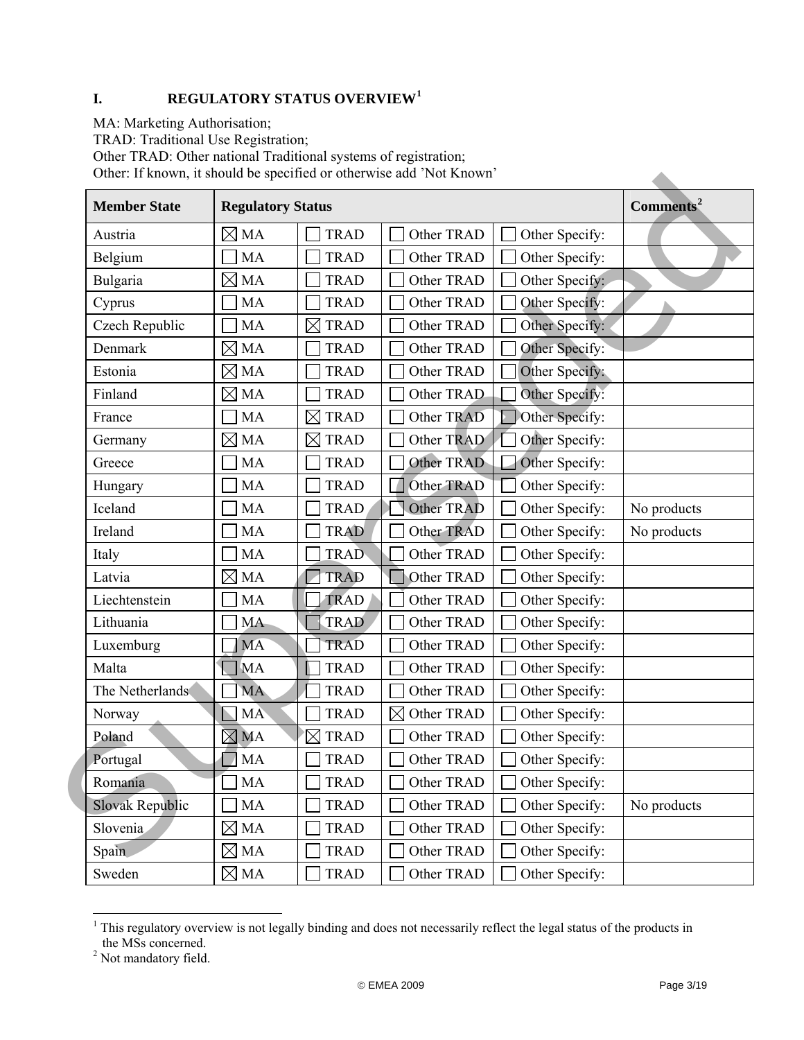## I. REGULATORY STATUS OVERVIEW[1]

MA: Marketing Authorisation;
TRAD: Traditional Use Registration;
Other TRAD: Other national Traditional systems of registration;
Other: If known, it should be specified or otherwise add 'Not Known'

| Member State | Regulatory Status | | | | Comments[2] |
|---|---|---|---|---|---|
| Austria | ☒ MA | ☐ TRAD | ☐ Other TRAD | ☐ Other Specify: | |
| Belgium | ☐ MA | ☐ TRAD | ☐ Other TRAD | ☐ Other Specify: | |
| Bulgaria | ☒ MA | ☐ TRAD | ☐ Other TRAD | ☐ Other Specify: | |
| Cyprus | ☐ MA | ☐ TRAD | ☐ Other TRAD | ☐ Other Specify: | |
| Czech Republic | ☐ MA | ☒ TRAD | ☐ Other TRAD | ☐ Other Specify: | |
| Denmark | ☒ MA | ☐ TRAD | ☐ Other TRAD | ☐ Other Specify: | |
| Estonia | ☒ MA | ☐ TRAD | ☐ Other TRAD | ☐ Other Specify: | |
| Finland | ☒ MA | ☐ TRAD | ☐ Other TRAD | ☐ Other Specify: | |
| France | ☐ MA | ☒ TRAD | ☐ Other TRAD | ☐ Other Specify: | |
| Germany | ☒ MA | ☒ TRAD | ☐ Other TRAD | ☐ Other Specify: | |
| Greece | ☐ MA | ☐ TRAD | ☐ Other TRAD | ☐ Other Specify: | |
| Hungary | ☐ MA | ☐ TRAD | ☐ Other TRAD | ☐ Other Specify: | |
| Iceland | ☐ MA | ☐ TRAD | ☐ Other TRAD | ☐ Other Specify: | No products |
| Ireland | ☐ MA | ☐ TRAD | ☐ Other TRAD | ☐ Other Specify: | No products |
| Italy | ☐ MA | ☐ TRAD | ☐ Other TRAD | ☐ Other Specify: | |
| Latvia | ☒ MA | ☐ TRAD | ☐ Other TRAD | ☐ Other Specify: | |
| Liechtenstein | ☐ MA | ☐ TRAD | ☐ Other TRAD | ☐ Other Specify: | |
| Lithuania | ☐ MA | ☐ TRAD | ☐ Other TRAD | ☐ Other Specify: | |
| Luxemburg | ☐ MA | ☐ TRAD | ☐ Other TRAD | ☐ Other Specify: | |
| Malta | ☐ MA | ☐ TRAD | ☐ Other TRAD | ☐ Other Specify: | |
| The Netherlands | ☐ MA | ☐ TRAD | ☐ Other TRAD | ☐ Other Specify: | |
| Norway | ☐ MA | ☐ TRAD | ☒ Other TRAD | ☐ Other Specify: | |
| Poland | ☒ MA | ☒ TRAD | ☐ Other TRAD | ☐ Other Specify: | |
| Portugal | ☐ MA | ☐ TRAD | ☐ Other TRAD | ☐ Other Specify: | |
| Romania | ☐ MA | ☐ TRAD | ☐ Other TRAD | ☐ Other Specify: | |
| Slovak Republic | ☐ MA | ☐ TRAD | ☐ Other TRAD | ☐ Other Specify: | No products |
| Slovenia | ☒ MA | ☐ TRAD | ☐ Other TRAD | ☐ Other Specify: | |
| Spain | ☒ MA | ☐ TRAD | ☐ Other TRAD | ☐ Other Specify: | |
| Sweden | ☒ MA | ☐ TRAD | ☐ Other TRAD | ☐ Other Specify: | |

[1] This regulatory overview is not legally binding and does not necessarily reflect the legal status of the products in the MSs concerned.
[2] Not mandatory field.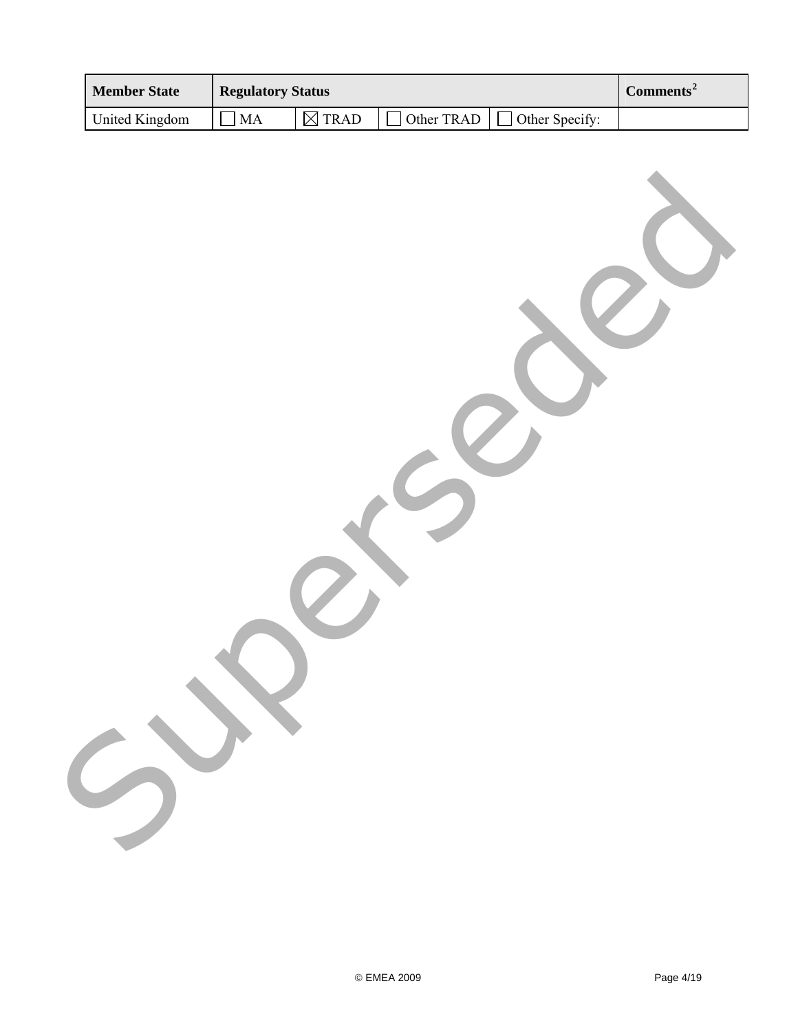| Member State | Regulatory Status | | | | Comments[2] |
|---|---|---|---|---|---|
| United Kingdom | ☐ MA | ☒ TRAD | ☐ Other TRAD | ☐ Other Specify: | |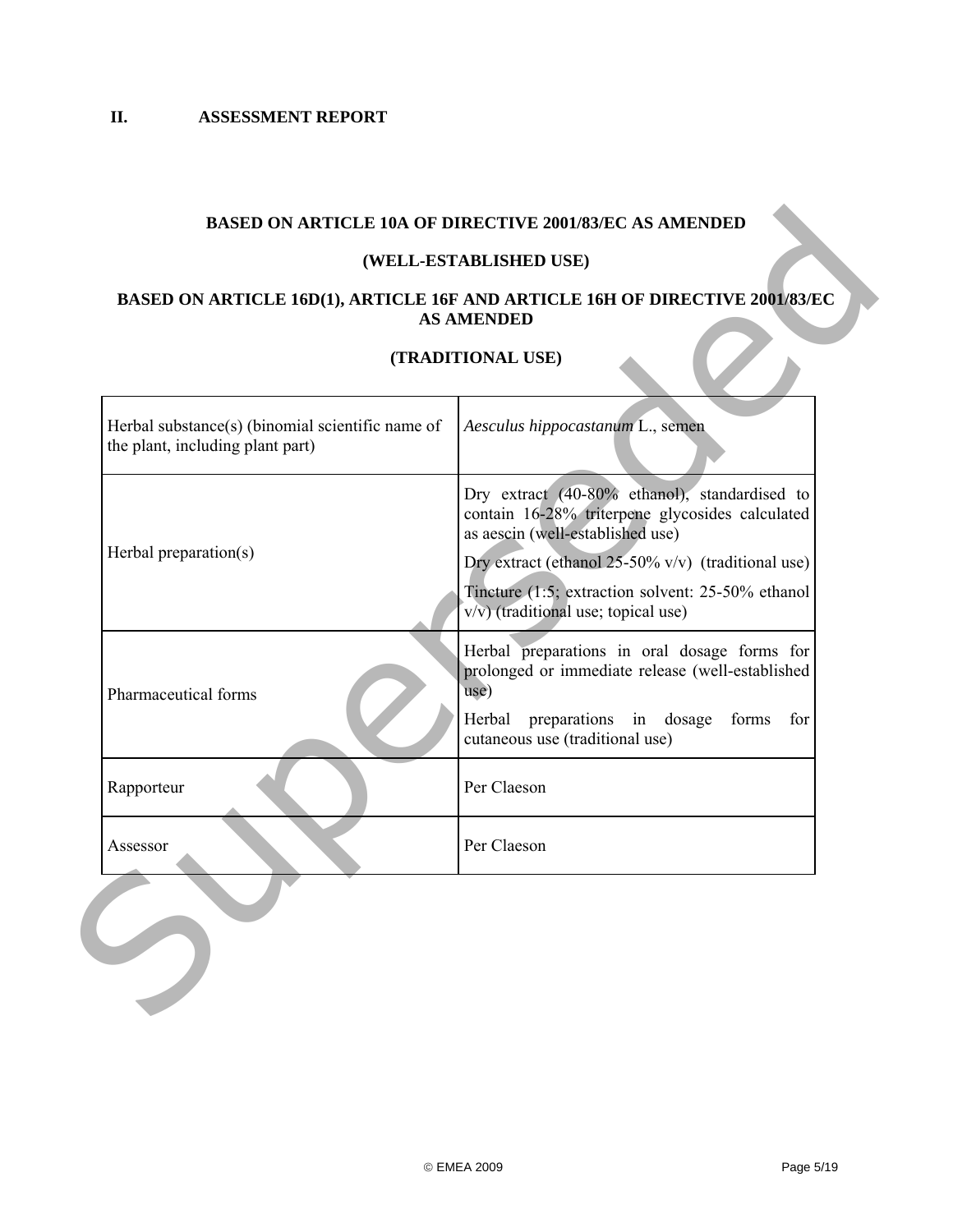## II. ASSESSMENT REPORT

**BASED ON ARTICLE 10A OF DIRECTIVE 2001/83/EC AS AMENDED**

**(WELL-ESTABLISHED USE)**

**BASED ON ARTICLE 16D(1), ARTICLE 16F AND ARTICLE 16H OF DIRECTIVE 2001/83/EC AS AMENDED**

**(TRADITIONAL USE)**

| | |
|---|---|
| Herbal substance(s) (binomial scientific name of the plant, including plant part) | *Aesculus hippocastanum* L., semen |
| Herbal preparation(s) | Dry extract (40-80% ethanol), standardised to contain 16-28% triterpene glycosides calculated as aescin (well-established use)<br>Dry extract (ethanol 25-50% v/v) (traditional use)<br>Tincture (1:5; extraction solvent: 25-50% ethanol v/v) (traditional use; topical use) |
| Pharmaceutical forms | Herbal preparations in oral dosage forms for prolonged or immediate release (well-established use)<br>Herbal preparations in dosage forms for cutaneous use (traditional use) |
| Rapporteur | Per Claeson |
| Assessor | Per Claeson |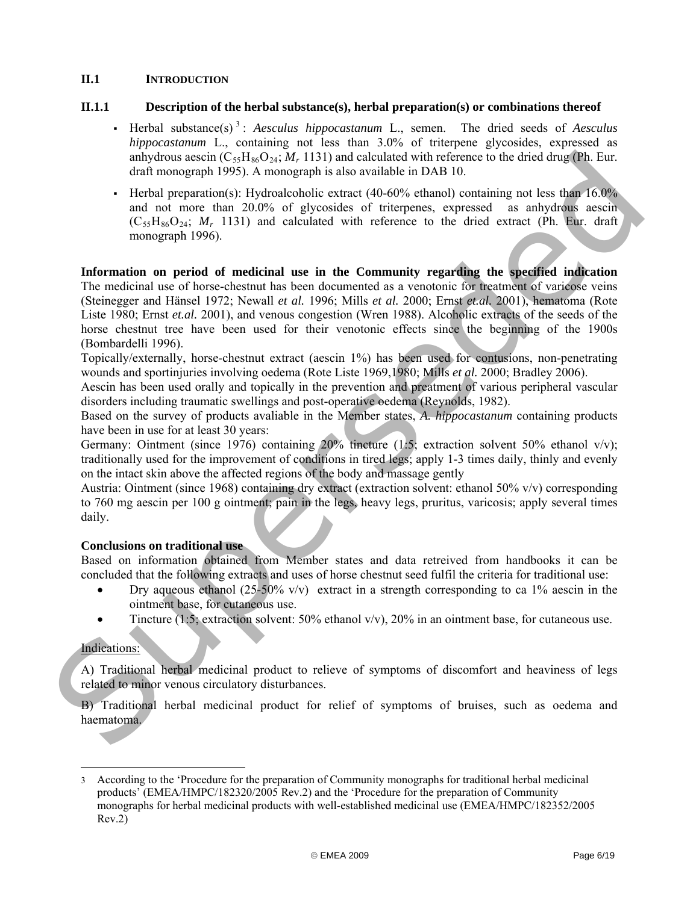## II.1 INTRODUCTION

### II.1.1 Description of the herbal substance(s), herbal preparation(s) or combinations thereof

- Herbal substance(s)[3]: *Aesculus hippocastanum* L., semen. The dried seeds of *Aesculus hippocastanum* L., containing not less than 3.0% of triterpene glycosides, expressed as anhydrous aescin ($C_{55}H_{86}O_{24}$; $M_r$ 1131) and calculated with reference to the dried drug (Ph. Eur. draft monograph 1995). A monograph is also available in DAB 10.
- Herbal preparation(s): Hydroalcoholic extract (40-60% ethanol) containing not less than 16.0% and not more than 20.0% of glycosides of triterpenes, expressed as anhydrous aescin ($C_{55}H_{86}O_{24}$; $M_r$ 1131) and calculated with reference to the dried extract (Ph. Eur. draft monograph 1996).

**Information on period of medicinal use in the Community regarding the specified indication**

The medicinal use of horse-chestnut has been documented as a venotonic for treatment of varicose veins (Steinegger and Hänsel 1972; Newall *et al.* 1996; Mills *et al.* 2000; Ernst *et.al.* 2001), hematoma (Rote Liste 1980; Ernst *et.al.* 2001), and venous congestion (Wren 1988). Alcoholic extracts of the seeds of the horse chestnut tree have been used for their venotonic effects since the beginning of the 1900s (Bombardelli 1996).

Topically/externally, horse-chestnut extract (aescin 1%) has been used for contusions, non-penetrating wounds and sportinjuries involving oedema (Rote Liste 1969,1980; Mills *et al.* 2000; Bradley 2006).

Aescin has been used orally and topically in the prevention and preatment of various peripheral vascular disorders including traumatic swellings and post-operative oedema (Reynolds, 1982).

Based on the survey of products avaliable in the Member states, *A. hippocastanum* containing products have been in use for at least 30 years:

Germany: Ointment (since 1976) containing 20% tincture (1:5; extraction solvent 50% ethanol v/v); traditionally used for the improvement of conditions in tired legs; apply 1-3 times daily, thinly and evenly on the intact skin above the affected regions of the body and massage gently

Austria: Ointment (since 1968) containing dry extract (extraction solvent: ethanol 50% v/v) corresponding to 760 mg aescin per 100 g ointment; pain in the legs, heavy legs, pruritus, varicosis; apply several times daily.

**Conclusions on traditional use**

Based on information obtained from Member states and data retreived from handbooks it can be concluded that the following extracts and uses of horse chestnut seed fulfil the criteria for traditional use:

- Dry aqueous ethanol (25-50% v/v) extract in a strength corresponding to ca 1% aescin in the ointment base, for cutaneous use.
- Tincture (1:5; extraction solvent: 50% ethanol v/v), 20% in an ointment base, for cutaneous use.

Indications:

A) Traditional herbal medicinal product to relieve of symptoms of discomfort and heaviness of legs related to minor venous circulatory disturbances.

B) Traditional herbal medicinal product for relief of symptoms of bruises, such as oedema and haematoma.

---

[3] According to the 'Procedure for the preparation of Community monographs for traditional herbal medicinal products' (EMEA/HMPC/182320/2005 Rev.2) and the 'Procedure for the preparation of Community monographs for herbal medicinal products with well-established medicinal use (EMEA/HMPC/182352/2005 Rev.2)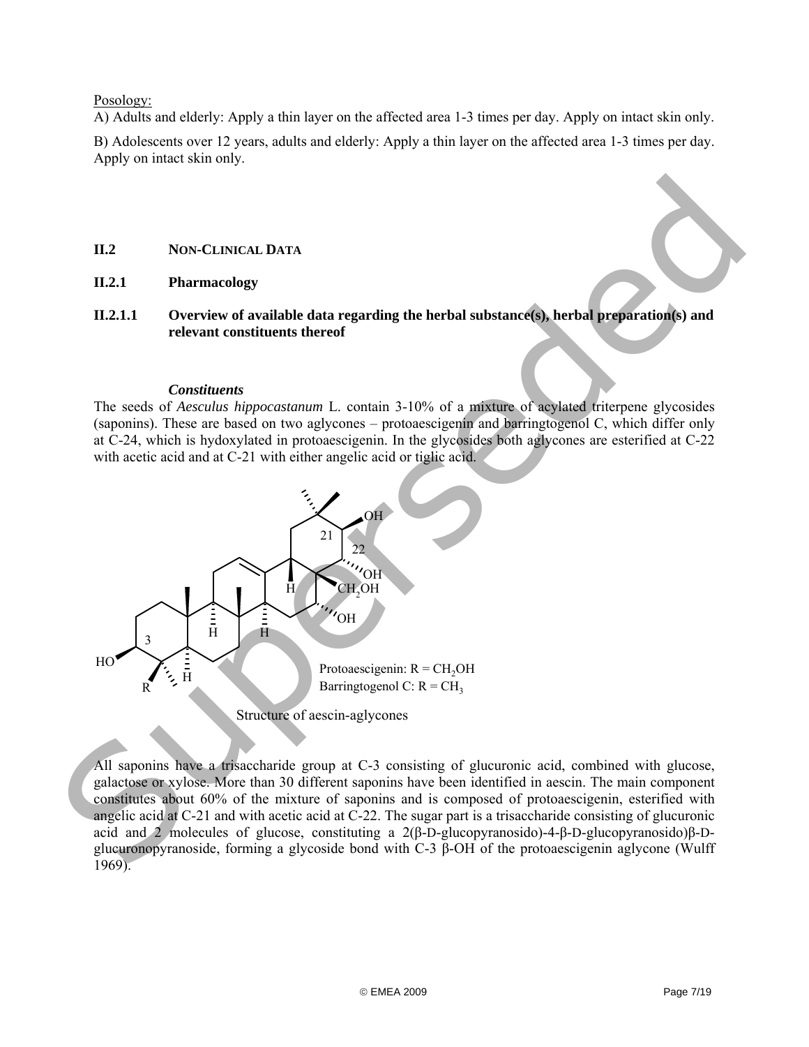Posology:

A) Adults and elderly: Apply a thin layer on the affected area 1-3 times per day. Apply on intact skin only.

B) Adolescents over 12 years, adults and elderly: Apply a thin layer on the affected area 1-3 times per day. Apply on intact skin only.

## II.2 NON-CLINICAL DATA

### II.2.1 Pharmacology

#### II.2.1.1 Overview of available data regarding the herbal substance(s), herbal preparation(s) and relevant constituents thereof

***Constituents***

The seeds of *Aesculus hippocastanum* L. contain 3-10% of a mixture of acylated triterpene glycosides (saponins). These are based on two aglycones – protoaescigenin and barringtogenol C, which differ only at C-24, which is hydoxylated in protoaescigenin. In the glycosides both aglycones are esterified at C-22 with acetic acid and at C-21 with either angelic acid or tiglic acid.

Protoaescigenin: R = $CH_2OH$
Barringtogenol C: R = $CH_3$

Structure of aescin-aglycones

All saponins have a trisaccharide group at C-3 consisting of glucuronic acid, combined with glucose, galactose or xylose. More than 30 different saponins have been identified in aescin. The main component constitutes about 60% of the mixture of saponins and is composed of protoaescigenin, esterified with angelic acid at C-21 and with acetic acid at C-22. The sugar part is a trisaccharide consisting of glucuronic acid and 2 molecules of glucose, constituting a 2(β-D-glucopyranosido)-4-β-D-glucopyranosido)β-D-glucuronopyranoside, forming a glycoside bond with C-3 β-OH of the protoaescigenin aglycone (Wulff 1969).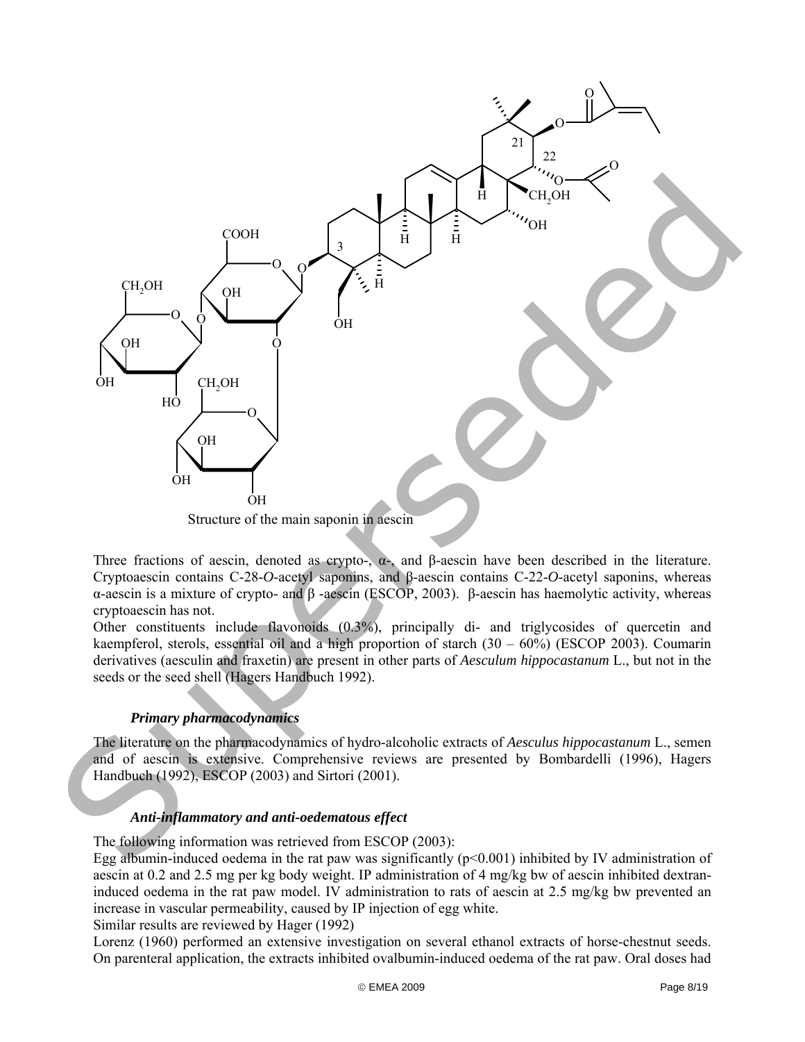Structure of the main saponin in aescin

Three fractions of aescin, denoted as crypto-, α-, and β-aescin have been described in the literature. Cryptoaescin contains C-28-*O*-acetyl saponins, and β-aescin contains C-22-*O*-acetyl saponins, whereas α-aescin is a mixture of crypto- and β -aescin (ESCOP, 2003). β-aescin has haemolytic activity, whereas cryptoaescin has not.

Other constituents include flavonoids (0.3%), principally di- and triglycosides of quercetin and kaempferol, sterols, essential oil and a high proportion of starch (30 – 60%) (ESCOP 2003). Coumarin derivatives (aesculin and fraxetin) are present in other parts of *Aesculum hippocastanum* L., but not in the seeds or the seed shell (Hagers Handbuch 1992).

### *Primary pharmacodynamics*

The literature on the pharmacodynamics of hydro-alcoholic extracts of *Aesculus hippocastanum* L., semen and of aescin is extensive. Comprehensive reviews are presented by Bombardelli (1996), Hagers Handbuch (1992), ESCOP (2003) and Sirtori (2001).

### *Anti-inflammatory and anti-oedematous effect*

The following information was retrieved from ESCOP (2003):

Egg albumin-induced oedema in the rat paw was significantly ($p<0.001$) inhibited by IV administration of aescin at 0.2 and 2.5 mg per kg body weight. IP administration of 4 mg/kg bw of aescin inhibited dextran-induced oedema in the rat paw model. IV administration to rats of aescin at 2.5 mg/kg bw prevented an increase in vascular permeability, caused by IP injection of egg white.

Similar results are reviewed by Hager (1992)

Lorenz (1960) performed an extensive investigation on several ethanol extracts of horse-chestnut seeds. On parenteral application, the extracts inhibited ovalbumin-induced oedema of the rat paw. Oral doses had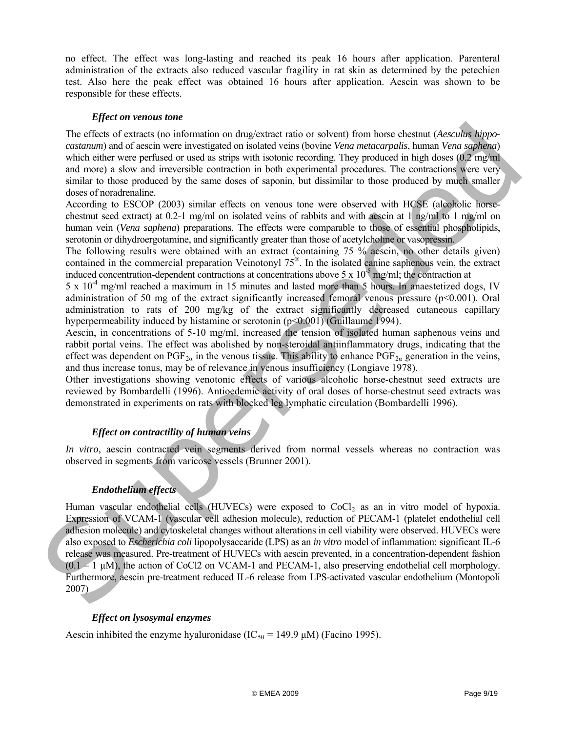no effect. The effect was long-lasting and reached its peak 16 hours after application. Parenteral administration of the extracts also reduced vascular fragility in rat skin as determined by the petechien test. Also here the peak effect was obtained 16 hours after application. Aescin was shown to be responsible for these effects.

### *Effect on venous tone*

The effects of extracts (no information on drug/extract ratio or solvent) from horse chestnut (*Aesculus hippocastanum*) and of aescin were investigated on isolated veins (bovine *Vena metacarpalis*, human *Vena saphena*) which either were perfused or used as strips with isotonic recording. They produced in high doses (0.2 mg/ml and more) a slow and irreversible contraction in both experimental procedures. The contractions were very similar to those produced by the same doses of saponin, but dissimilar to those produced by much smaller doses of noradrenaline.

According to ESCOP (2003) similar effects on venous tone were observed with HCSE (alcoholic horse-chestnut seed extract) at 0.2-1 mg/ml on isolated veins of rabbits and with aescin at 1 ng/ml to 1 mg/ml on human vein (*Vena saphena*) preparations. The effects were comparable to those of essential phospholipids, serotonin or dihydroergotamine, and significantly greater than those of acetylcholine or vasopressin.

The following results were obtained with an extract (containing 75 % aescin, no other details given) contained in the commercial preparation Veinotonyl 75®. In the isolated canine saphenous vein, the extract induced concentration-dependent contractions at concentrations above $5 \times 10^{-5}$ mg/ml; the contraction at $5 \times 10^{-4}$ mg/ml reached a maximum in 15 minutes and lasted more than 5 hours. In anaestetized dogs, IV administration of 50 mg of the extract significantly increased femoral venous pressure ($p<0.001$). Oral administration to rats of 200 mg/kg of the extract significantly decreased cutaneous capillary hyperpermeability induced by histamine or serotonin ($p<0.001$) (Guillaume 1994).

Aescin, in concentrations of 5-10 mg/ml, increased the tension of isolated human saphenous veins and rabbit portal veins. The effect was abolished by non-steroidal antiinflammatory drugs, indicating that the effect was dependent on $PGF_{2\alpha}$ in the venous tissue. This ability to enhance $PGF_{2\alpha}$ generation in the veins, and thus increase tonus, may be of relevance in venous insufficiency (Longiave 1978).

Other investigations showing venotonic effects of various alcoholic horse-chestnut seed extracts are reviewed by Bombardelli (1996). Antioedemic activity of oral doses of horse-chestnut seed extracts was demonstrated in experiments on rats with blocked leg lymphatic circulation (Bombardelli 1996).

### *Effect on contractility of human veins*

*In vitro*, aescin contracted vein segments derived from normal vessels whereas no contraction was observed in segments from varicose vessels (Brunner 2001).

### *Endothelium effects*

Human vascular endothelial cells (HUVECs) were exposed to $CoCl_2$ as an in vitro model of hypoxia. Expression of VCAM-1 (vascular cell adhesion molecule), reduction of PECAM-1 (platelet endothelial cell adhesion molecule) and cytoskeletal changes without alterations in cell viability were observed. HUVECs were also exposed to *Escherichia coli* lipopolysaccaride (LPS) as an *in vitro* model of inflammation: significant IL-6 release was measured. Pre-treatment of HUVECs with aescin prevented, in a concentration-dependent fashion (0.1 – 1 μM), the action of CoCl2 on VCAM-1 and PECAM-1, also preserving endothelial cell morphology. Furthermore, aescin pre-treatment reduced IL-6 release from LPS-activated vascular endothelium (Montopoli 2007)

### *Effect on lysosymal enzymes*

Aescin inhibited the enzyme hyaluronidase ($IC_{50}$ = 149.9 μM) (Facino 1995).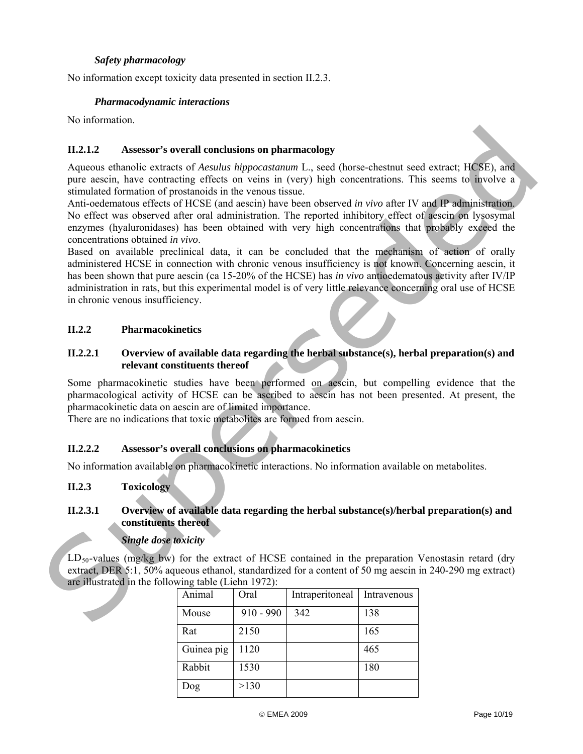*Safety pharmacology*

No information except toxicity data presented in section II.2.3.

*Pharmacodynamic interactions*

No information.

### II.2.1.2 Assessor's overall conclusions on pharmacology

Aqueous ethanolic extracts of *Aesulus hippocastanum* L., seed (horse-chestnut seed extract; HCSE), and pure aescin, have contracting effects on veins in (very) high concentrations. This seems to involve a stimulated formation of prostanoids in the venous tissue.
Anti-oedematous effects of HCSE (and aescin) have been observed *in vivo* after IV and IP administration. No effect was observed after oral administration. The reported inhibitory effect of aescin on lysosymal enzymes (hyaluronidases) has been obtained with very high concentrations that probably exceed the concentrations obtained *in vivo*.
Based on available preclinical data, it can be concluded that the mechanism of action of orally administered HCSE in connection with chronic venous insufficiency is not known. Concerning aescin, it has been shown that pure aescin (ca 15-20% of the HCSE) has *in vivo* antioedematous activity after IV/IP administration in rats, but this experimental model is of very little relevance concerning oral use of HCSE in chronic venous insufficiency.

## II.2.2 Pharmacokinetics

### II.2.2.1 Overview of available data regarding the herbal substance(s), herbal preparation(s) and relevant constituents thereof

Some pharmacokinetic studies have been performed on aescin, but compelling evidence that the pharmacological activity of HCSE can be ascribed to aescin has not been presented. At present, the pharmacokinetic data on aescin are of limited importance.
There are no indications that toxic metabolites are formed from aescin.

### II.2.2.2 Assessor's overall conclusions on pharmacokinetics

No information available on pharmacokinetic interactions. No information available on metabolites.

## II.2.3 Toxicology

### II.2.3.1 Overview of available data regarding the herbal substance(s)/herbal preparation(s) and constituents thereof

*Single dose toxicity*

$LD_{50}$-values (mg/kg bw) for the extract of HCSE contained in the preparation Venostasin retard (dry extract, DER 5:1, 50% aqueous ethanol, standardized for a content of 50 mg aescin in 240-290 mg extract) are illustrated in the following table (Liehn 1972):

| Animal | Oral | Intraperitoneal | Intravenous |
|---|---|---|---|
| Mouse | 910 - 990 | 342 | 138 |
| Rat | 2150 | | 165 |
| Guinea pig | 1120 | | 465 |
| Rabbit | 1530 | | 180 |
| Dog | >130 | | |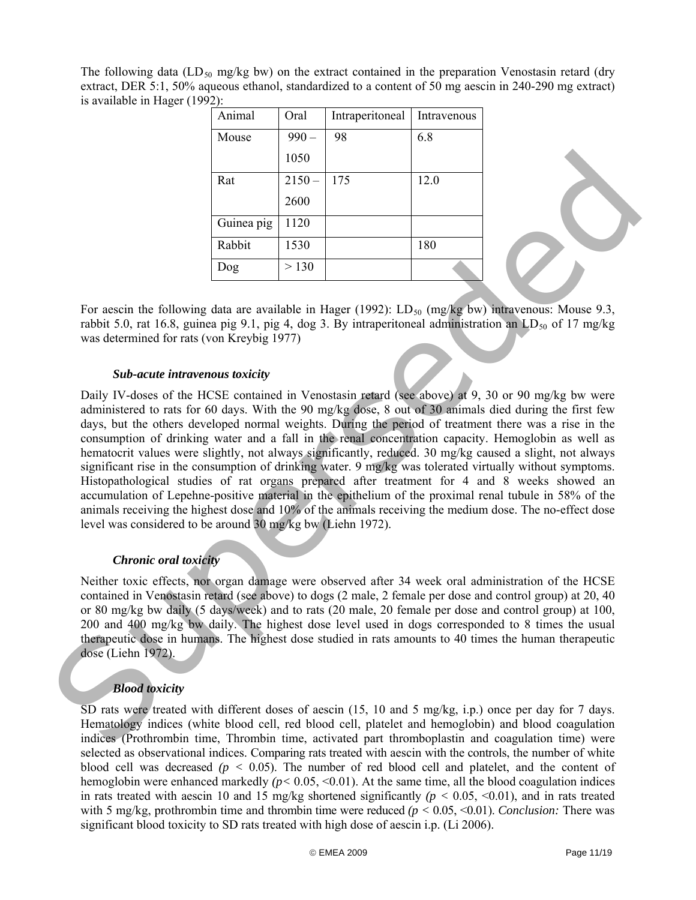The following data ($LD_{50}$ mg/kg bw) on the extract contained in the preparation Venostasin retard (dry extract, DER 5:1, 50% aqueous ethanol, standardized to a content of 50 mg aescin in 240-290 mg extract) is available in Hager (1992):

| Animal | Oral | Intraperitoneal | Intravenous |
|---|---|---|---|
| Mouse | 990 – 1050 | 98 | 6.8 |
| Rat | 2150 – 2600 | 175 | 12.0 |
| Guinea pig | 1120 | | |
| Rabbit | 1530 | | 180 |
| Dog | > 130 | | |

For aescin the following data are available in Hager (1992): $LD_{50}$ (mg/kg bw) intravenous: Mouse 9.3, rabbit 5.0, rat 16.8, guinea pig 9.1, pig 4, dog 3. By intraperitoneal administration an $LD_{50}$ of 17 mg/kg was determined for rats (von Kreybig 1977)

#### *Sub-acute intravenous toxicity*

Daily IV-doses of the HCSE contained in Venostasin retard (see above) at 9, 30 or 90 mg/kg bw were administered to rats for 60 days. With the 90 mg/kg dose, 8 out of 30 animals died during the first few days, but the others developed normal weights. During the period of treatment there was a rise in the consumption of drinking water and a fall in the renal concentration capacity. Hemoglobin as well as hematocrit values were slightly, not always significantly, reduced. 30 mg/kg caused a slight, not always significant rise in the consumption of drinking water. 9 mg/kg was tolerated virtually without symptoms. Histopathological studies of rat organs prepared after treatment for 4 and 8 weeks showed an accumulation of Lepehne-positive material in the epithelium of the proximal renal tubule in 58% of the animals receiving the highest dose and 10% of the animals receiving the medium dose. The no-effect dose level was considered to be around 30 mg/kg bw (Liehn 1972).

#### *Chronic oral toxicity*

Neither toxic effects, nor organ damage were observed after 34 week oral administration of the HCSE contained in Venostasin retard (see above) to dogs (2 male, 2 female per dose and control group) at 20, 40 or 80 mg/kg bw daily (5 days/week) and to rats (20 male, 20 female per dose and control group) at 100, 200 and 400 mg/kg bw daily. The highest dose level used in dogs corresponded to 8 times the usual therapeutic dose in humans. The highest dose studied in rats amounts to 40 times the human therapeutic dose (Liehn 1972).

#### *Blood toxicity*

SD rats were treated with different doses of aescin (15, 10 and 5 mg/kg, i.p.) once per day for 7 days. Hematology indices (white blood cell, red blood cell, platelet and hemoglobin) and blood coagulation indices (Prothrombin time, Thrombin time, activated part thromboplastin and coagulation time) were selected as observational indices. Comparing rats treated with aescin with the controls, the number of white blood cell was decreased ($p < 0.05$). The number of red blood cell and platelet, and the content of hemoglobin were enhanced markedly ($p < 0.05$, $<0.01$). At the same time, all the blood coagulation indices in rats treated with aescin 10 and 15 mg/kg shortened significantly ($p < 0.05$, $<0.01$), and in rats treated with 5 mg/kg, prothrombin time and thrombin time were reduced ($p < 0.05$, $<0.01$). *Conclusion:* There was significant blood toxicity to SD rats treated with high dose of aescin i.p. (Li 2006).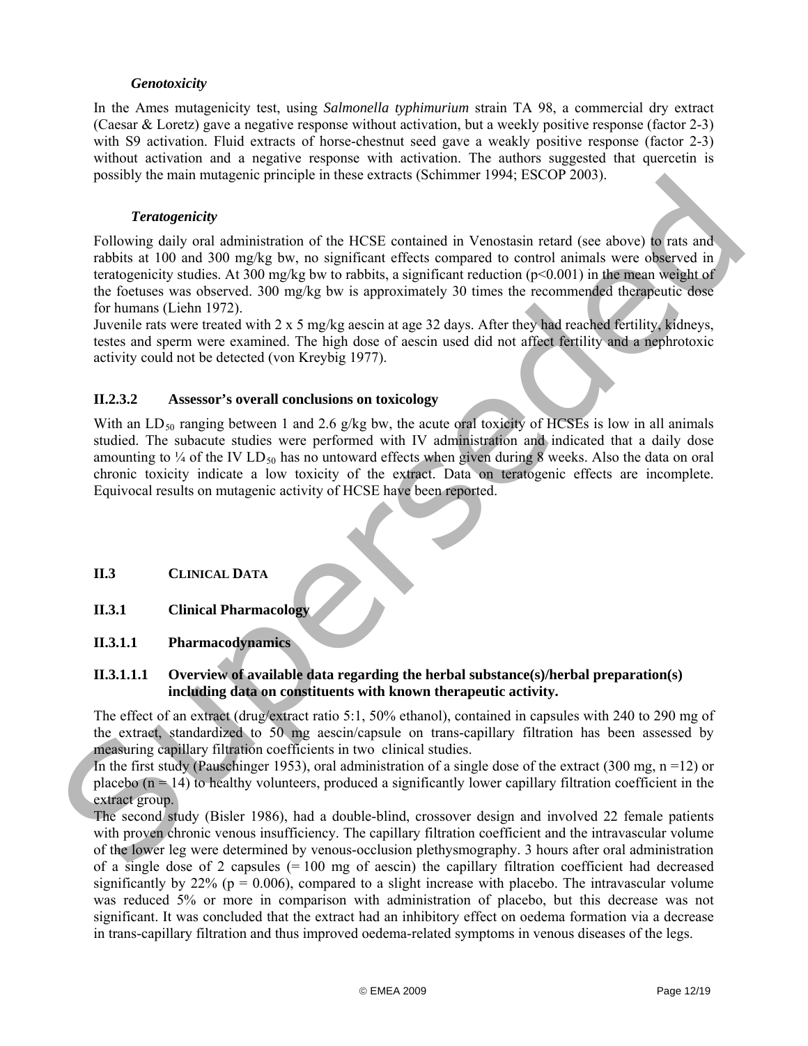### *Genotoxicity*

In the Ames mutagenicity test, using *Salmonella typhimurium* strain TA 98, a commercial dry extract (Caesar & Loretz) gave a negative response without activation, but a weekly positive response (factor 2-3) with S9 activation. Fluid extracts of horse-chestnut seed gave a weakly positive response (factor 2-3) without activation and a negative response with activation. The authors suggested that quercetin is possibly the main mutagenic principle in these extracts (Schimmer 1994; ESCOP 2003).

### *Teratogenicity*

Following daily oral administration of the HCSE contained in Venostasin retard (see above) to rats and rabbits at 100 and 300 mg/kg bw, no significant effects compared to control animals were observed in teratogenicity studies. At 300 mg/kg bw to rabbits, a significant reduction ($p<0.001$) in the mean weight of the foetuses was observed. 300 mg/kg bw is approximately 30 times the recommended therapeutic dose for humans (Liehn 1972).

Juvenile rats were treated with 2 x 5 mg/kg aescin at age 32 days. After they had reached fertility, kidneys, testes and sperm were examined. The high dose of aescin used did not affect fertility and a nephrotoxic activity could not be detected (von Kreybig 1977).

#### II.2.3.2 Assessor's overall conclusions on toxicology

With an $LD_{50}$ ranging between 1 and 2.6 g/kg bw, the acute oral toxicity of HCSEs is low in all animals studied. The subacute studies were performed with IV administration and indicated that a daily dose amounting to ¼ of the IV $LD_{50}$ has no untoward effects when given during 8 weeks. Also the data on oral chronic toxicity indicate a low toxicity of the extract. Data on teratogenic effects are incomplete. Equivocal results on mutagenic activity of HCSE have been reported.

## II.3 CLINICAL DATA

### II.3.1 Clinical Pharmacology

#### II.3.1.1 Pharmacodynamics

#### II.3.1.1.1 Overview of available data regarding the herbal substance(s)/herbal preparation(s) including data on constituents with known therapeutic activity.

The effect of an extract (drug/extract ratio 5:1, 50% ethanol), contained in capsules with 240 to 290 mg of the extract, standardized to 50 mg aescin/capsule on trans-capillary filtration has been assessed by measuring capillary filtration coefficients in two clinical studies.

In the first study (Pauschinger 1953), oral administration of a single dose of the extract (300 mg, $n = 12$) or placebo ($n = 14$) to healthy volunteers, produced a significantly lower capillary filtration coefficient in the extract group.

The second study (Bisler 1986), had a double-blind, crossover design and involved 22 female patients with proven chronic venous insufficiency. The capillary filtration coefficient and the intravascular volume of the lower leg were determined by venous-occlusion plethysmography. 3 hours after oral administration of a single dose of 2 capsules (= 100 mg of aescin) the capillary filtration coefficient had decreased significantly by 22% ($p = 0.006$), compared to a slight increase with placebo. The intravascular volume was reduced 5% or more in comparison with administration of placebo, but this decrease was not significant. It was concluded that the extract had an inhibitory effect on oedema formation via a decrease in trans-capillary filtration and thus improved oedema-related symptoms in venous diseases of the legs.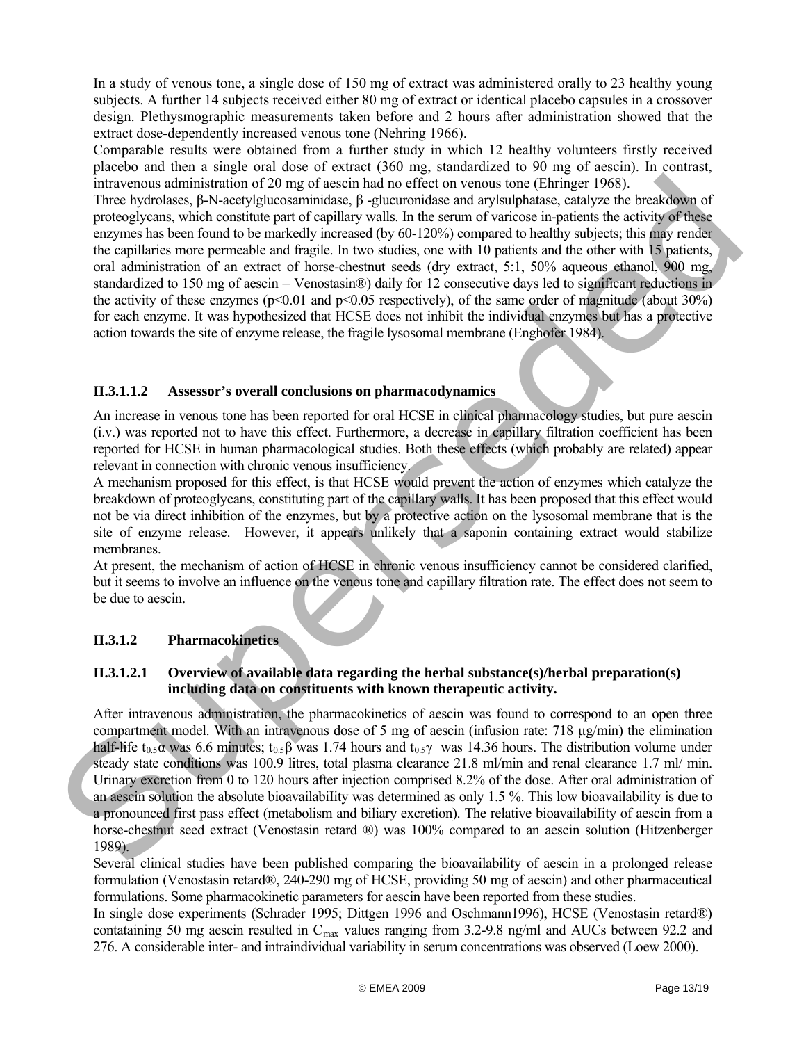In a study of venous tone, a single dose of 150 mg of extract was administered orally to 23 healthy young subjects. A further 14 subjects received either 80 mg of extract or identical placebo capsules in a crossover design. Plethysmographic measurements taken before and 2 hours after administration showed that the extract dose-dependently increased venous tone (Nehring 1966).

Comparable results were obtained from a further study in which 12 healthy volunteers firstly received placebo and then a single oral dose of extract (360 mg, standardized to 90 mg of aescin). In contrast, intravenous administration of 20 mg of aescin had no effect on venous tone (Ehringer 1968).

Three hydrolases, β-N-acetylglucosaminidase, β -glucuronidase and arylsulphatase, catalyze the breakdown of proteoglycans, which constitute part of capillary walls. In the serum of varicose in-patients the activity of these enzymes has been found to be markedly increased (by 60-120%) compared to healthy subjects; this may render the capillaries more permeable and fragile. In two studies, one with 10 patients and the other with 15 patients, oral administration of an extract of horse-chestnut seeds (dry extract, 5:1, 50% aqueous ethanol, 900 mg, standardized to 150 mg of aescin = Venostasin®) daily for 12 consecutive days led to significant reductions in the activity of these enzymes ($p<0.01$ and $p<0.05$ respectively), of the same order of magnitude (about 30%) for each enzyme. It was hypothesized that HCSE does not inhibit the individual enzymes but has a protective action towards the site of enzyme release, the fragile lysosomal membrane (Enghofer 1984).

#### II.3.1.1.2 Assessor's overall conclusions on pharmacodynamics

An increase in venous tone has been reported for oral HCSE in clinical pharmacology studies, but pure aescin (i.v.) was reported not to have this effect. Furthermore, a decrease in capillary filtration coefficient has been reported for HCSE in human pharmacological studies. Both these effects (which probably are related) appear relevant in connection with chronic venous insufficiency.

A mechanism proposed for this effect, is that HCSE would prevent the action of enzymes which catalyze the breakdown of proteoglycans, constituting part of the capillary walls. It has been proposed that this effect would not be via direct inhibition of the enzymes, but by a protective action on the lysosomal membrane that is the site of enzyme release. However, it appears unlikely that a saponin containing extract would stabilize membranes.

At present, the mechanism of action of HCSE in chronic venous insufficiency cannot be considered clarified, but it seems to involve an influence on the venous tone and capillary filtration rate. The effect does not seem to be due to aescin.

### II.3.1.2 Pharmacokinetics

#### II.3.1.2.1 Overview of available data regarding the herbal substance(s)/herbal preparation(s) including data on constituents with known therapeutic activity.

After intravenous administration, the pharmacokinetics of aescin was found to correspond to an open three compartment model. With an intravenous dose of 5 mg of aescin (infusion rate: 718 µg/min) the elimination half-life $t_{0.5}\alpha$ was 6.6 minutes; $t_{0.5}\beta$ was 1.74 hours and $t_{0.5}\gamma$ was 14.36 hours. The distribution volume under steady state conditions was 100.9 litres, total plasma clearance 21.8 ml/min and renal clearance 1.7 ml/ min. Urinary excretion from 0 to 120 hours after injection comprised 8.2% of the dose. After oral administration of an aescin solution the absolute bioavailability was determined as only 1.5 %. This low bioavailability is due to a pronounced first pass effect (metabolism and biliary excretion). The relative bioavailability of aescin from a horse-chestnut seed extract (Venostasin retard ®) was 100% compared to an aescin solution (Hitzenberger 1989).

Several clinical studies have been published comparing the bioavailability of aescin in a prolonged release formulation (Venostasin retard®, 240-290 mg of HCSE, providing 50 mg of aescin) and other pharmaceutical formulations. Some pharmacokinetic parameters for aescin have been reported from these studies.

In single dose experiments (Schrader 1995; Dittgen 1996 and Oschmann1996), HCSE (Venostasin retard®) contataining 50 mg aescin resulted in $C_{max}$ values ranging from 3.2-9.8 ng/ml and AUCs between 92.2 and 276. A considerable inter- and intraindividual variability in serum concentrations was observed (Loew 2000).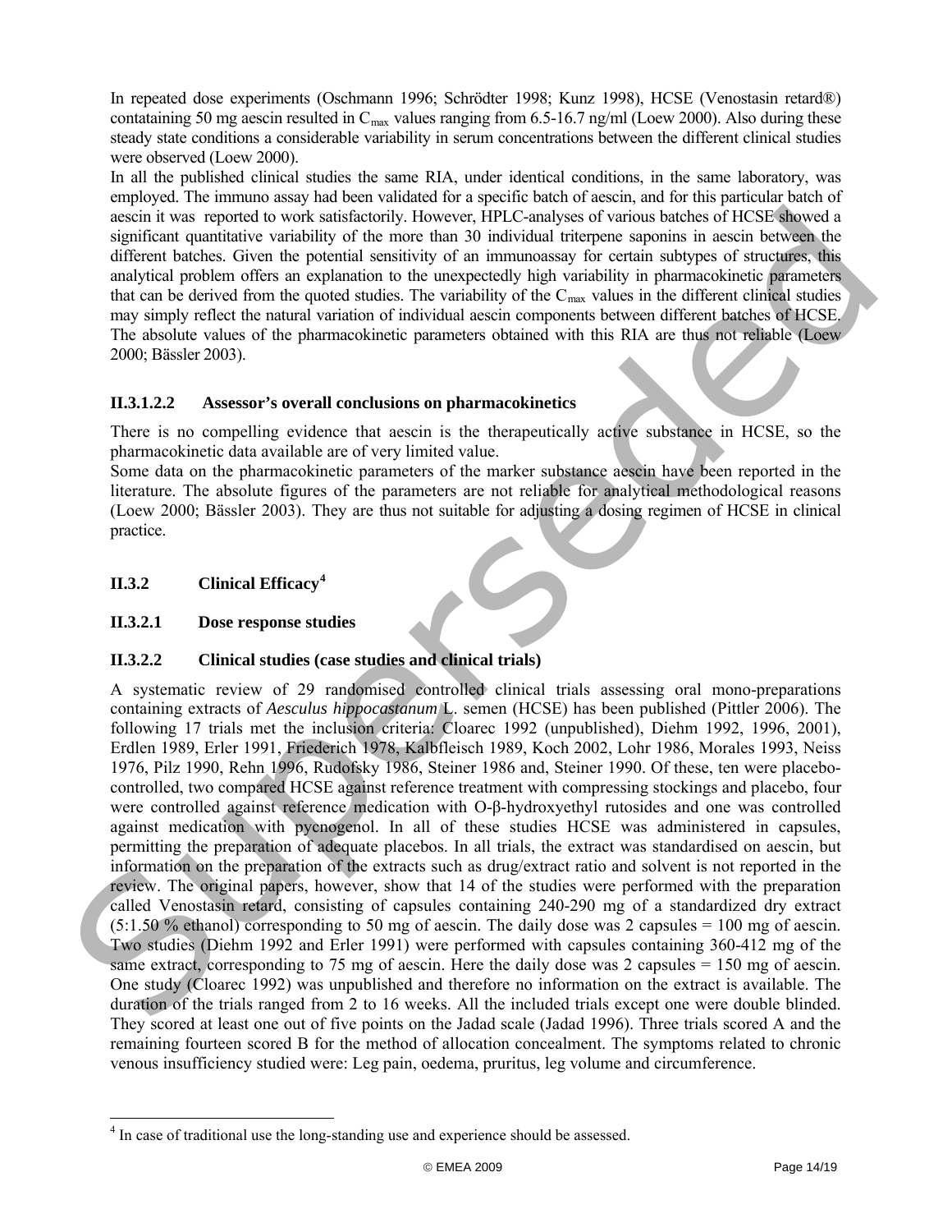In repeated dose experiments (Oschmann 1996; Schrödter 1998; Kunz 1998), HCSE (Venostasin retard®) contataining 50 mg aescin resulted in $C_{max}$ values ranging from 6.5-16.7 ng/ml (Loew 2000). Also during these steady state conditions a considerable variability in serum concentrations between the different clinical studies were observed (Loew 2000).

In all the published clinical studies the same RIA, under identical conditions, in the same laboratory, was employed. The immuno assay had been validated for a specific batch of aescin, and for this particular batch of aescin it was reported to work satisfactorily. However, HPLC-analyses of various batches of HCSE showed a significant quantitative variability of the more than 30 individual triterpene saponins in aescin between the different batches. Given the potential sensitivity of an immunoassay for certain subtypes of structures, this analytical problem offers an explanation to the unexpectedly high variability in pharmacokinetic parameters that can be derived from the quoted studies. The variability of the $C_{max}$ values in the different clinical studies may simply reflect the natural variation of individual aescin components between different batches of HCSE. The absolute values of the pharmacokinetic parameters obtained with this RIA are thus not reliable (Loew 2000; Bässler 2003).

#### II.3.1.2.2 Assessor's overall conclusions on pharmacokinetics

There is no compelling evidence that aescin is the therapeutically active substance in HCSE, so the pharmacokinetic data available are of very limited value.

Some data on the pharmacokinetic parameters of the marker substance aescin have been reported in the literature. The absolute figures of the parameters are not reliable for analytical methodological reasons (Loew 2000; Bässler 2003). They are thus not suitable for adjusting a dosing regimen of HCSE in clinical practice.

### II.3.2 Clinical Efficacy[4]

#### II.3.2.1 Dose response studies

#### II.3.2.2 Clinical studies (case studies and clinical trials)

A systematic review of 29 randomised controlled clinical trials assessing oral mono-preparations containing extracts of *Aesculus hippocastanum* L. semen (HCSE) has been published (Pittler 2006). The following 17 trials met the inclusion criteria: Cloarec 1992 (unpublished), Diehm 1992, 1996, 2001), Erdlen 1989, Erler 1991, Friederich 1978, Kalbfleisch 1989, Koch 2002, Lohr 1986, Morales 1993, Neiss 1976, Pilz 1990, Rehn 1996, Rudofsky 1986, Steiner 1986 and, Steiner 1990. Of these, ten were placebo-controlled, two compared HCSE against reference treatment with compressing stockings and placebo, four were controlled against reference medication with O-β-hydroxyethyl rutosides and one was controlled against medication with pycnogenol. In all of these studies HCSE was administered in capsules, permitting the preparation of adequate placebos. In all trials, the extract was standardised on aescin, but information on the preparation of the extracts such as drug/extract ratio and solvent is not reported in the review. The original papers, however, show that 14 of the studies were performed with the preparation called Venostasin retard, consisting of capsules containing 240-290 mg of a standardized dry extract (5:1.50 % ethanol) corresponding to 50 mg of aescin. The daily dose was 2 capsules = 100 mg of aescin. Two studies (Diehm 1992 and Erler 1991) were performed with capsules containing 360-412 mg of the same extract, corresponding to 75 mg of aescin. Here the daily dose was 2 capsules = 150 mg of aescin. One study (Cloarec 1992) was unpublished and therefore no information on the extract is available. The duration of the trials ranged from 2 to 16 weeks. All the included trials except one were double blinded. They scored at least one out of five points on the Jadad scale (Jadad 1996). Three trials scored A and the remaining fourteen scored B for the method of allocation concealment. The symptoms related to chronic venous insufficiency studied were: Leg pain, oedema, pruritus, leg volume and circumference.

[4] In case of traditional use the long-standing use and experience should be assessed.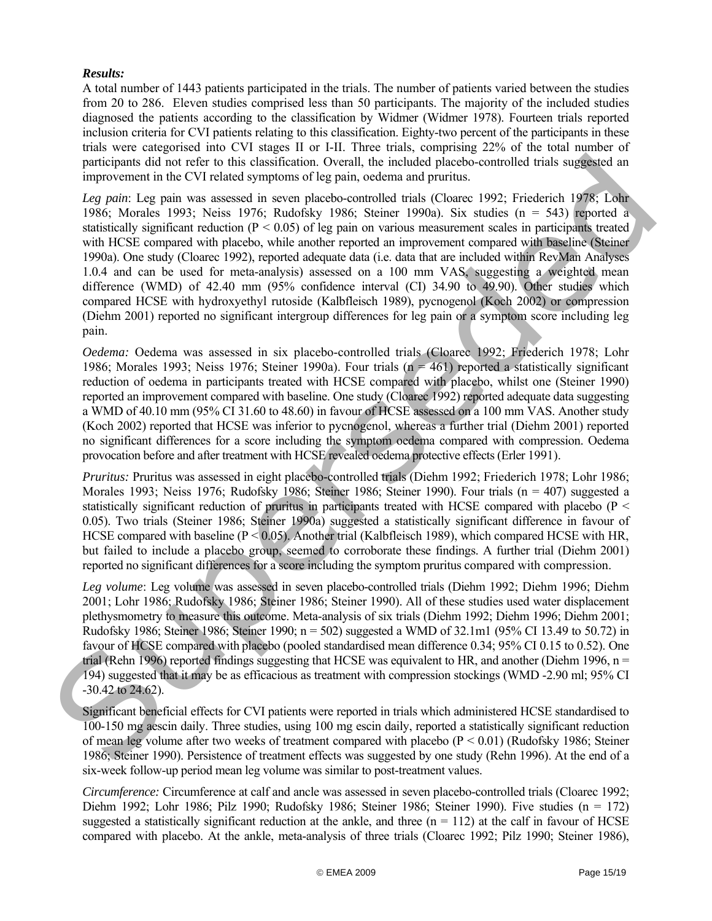***Results:***

A total number of 1443 patients participated in the trials. The number of patients varied between the studies from 20 to 286. Eleven studies comprised less than 50 participants. The majority of the included studies diagnosed the patients according to the classification by Widmer (Widmer 1978). Fourteen trials reported inclusion criteria for CVI patients relating to this classification. Eighty-two percent of the participants in these trials were categorised into CVI stages II or I-II. Three trials, comprising 22% of the total number of participants did not refer to this classification. Overall, the included placebo-controlled trials suggested an improvement in the CVI related symptoms of leg pain, oedema and pruritus.

*Leg pain*: Leg pain was assessed in seven placebo-controlled trials (Cloarec 1992; Friederich 1978; Lohr 1986; Morales 1993; Neiss 1976; Rudofsky 1986; Steiner 1990a). Six studies (n = 543) reported a statistically significant reduction ($P < 0.05$) of leg pain on various measurement scales in participants treated with HCSE compared with placebo, while another reported an improvement compared with baseline (Steiner 1990a). One study (Cloarec 1992), reported adequate data (i.e. data that are included within RevMan Analyses 1.0.4 and can be used for meta-analysis) assessed on a 100 mm VAS, suggesting a weighted mean difference (WMD) of 42.40 mm (95% confidence interval (CI) 34.90 to 49.90). Other studies which compared HCSE with hydroxyethyl rutoside (Kalbfleisch 1989), pycnogenol (Koch 2002) or compression (Diehm 2001) reported no significant intergroup differences for leg pain or a symptom score including leg pain.

*Oedema:* Oedema was assessed in six placebo-controlled trials (Cloarec 1992; Friederich 1978; Lohr 1986; Morales 1993; Neiss 1976; Steiner 1990a). Four trials (n = 461) reported a statistically significant reduction of oedema in participants treated with HCSE compared with placebo, whilst one (Steiner 1990) reported an improvement compared with baseline. One study (Cloarec 1992) reported adequate data suggesting a WMD of 40.10 mm (95% CI 31.60 to 48.60) in favour of HCSE assessed on a 100 mm VAS. Another study (Koch 2002) reported that HCSE was inferior to pycnogenol, whereas a further trial (Diehm 2001) reported no significant differences for a score including the symptom oedema compared with compression. Oedema provocation before and after treatment with HCSE revealed oedema protective effects (Erler 1991).

*Pruritus:* Pruritus was assessed in eight placebo-controlled trials (Diehm 1992; Friederich 1978; Lohr 1986; Morales 1993; Neiss 1976; Rudofsky 1986; Steiner 1986; Steiner 1990). Four trials (n = 407) suggested a statistically significant reduction of pruritus in participants treated with HCSE compared with placebo ($P < 0.05$). Two trials (Steiner 1986; Steiner 1990a) suggested a statistically significant difference in favour of HCSE compared with baseline ($P < 0.05$). Another trial (Kalbfleisch 1989), which compared HCSE with HR, but failed to include a placebo group, seemed to corroborate these findings. A further trial (Diehm 2001) reported no significant differences for a score including the symptom pruritus compared with compression.

*Leg volume*: Leg volume was assessed in seven placebo-controlled trials (Diehm 1992; Diehm 1996; Diehm 2001; Lohr 1986; Rudofsky 1986; Steiner 1986; Steiner 1990). All of these studies used water displacement plethysmometry to measure this outcome. Meta-analysis of six trials (Diehm 1992; Diehm 1996; Diehm 2001; Rudofsky 1986; Steiner 1986; Steiner 1990; n = 502) suggested a WMD of 32.1m1 (95% CI 13.49 to 50.72) in favour of HCSE compared with placebo (pooled standardised mean difference 0.34; 95% CI 0.15 to 0.52). One trial (Rehn 1996) reported findings suggesting that HCSE was equivalent to HR, and another (Diehm 1996, n = 194) suggested that it may be as efficacious as treatment with compression stockings (WMD -2.90 ml; 95% CI -30.42 to 24.62).

Significant beneficial effects for CVI patients were reported in trials which administered HCSE standardised to 100-150 mg aescin daily. Three studies, using 100 mg escin daily, reported a statistically significant reduction of mean leg volume after two weeks of treatment compared with placebo ($P < 0.01$) (Rudofsky 1986; Steiner 1986; Steiner 1990). Persistence of treatment effects was suggested by one study (Rehn 1996). At the end of a six-week follow-up period mean leg volume was similar to post-treatment values.

*Circumference:* Circumference at calf and ancle was assessed in seven placebo-controlled trials (Cloarec 1992; Diehm 1992; Lohr 1986; Pilz 1990; Rudofsky 1986; Steiner 1986; Steiner 1990). Five studies (n = 172) suggested a statistically significant reduction at the ankle, and three (n = 112) at the calf in favour of HCSE compared with placebo. At the ankle, meta-analysis of three trials (Cloarec 1992; Pilz 1990; Steiner 1986),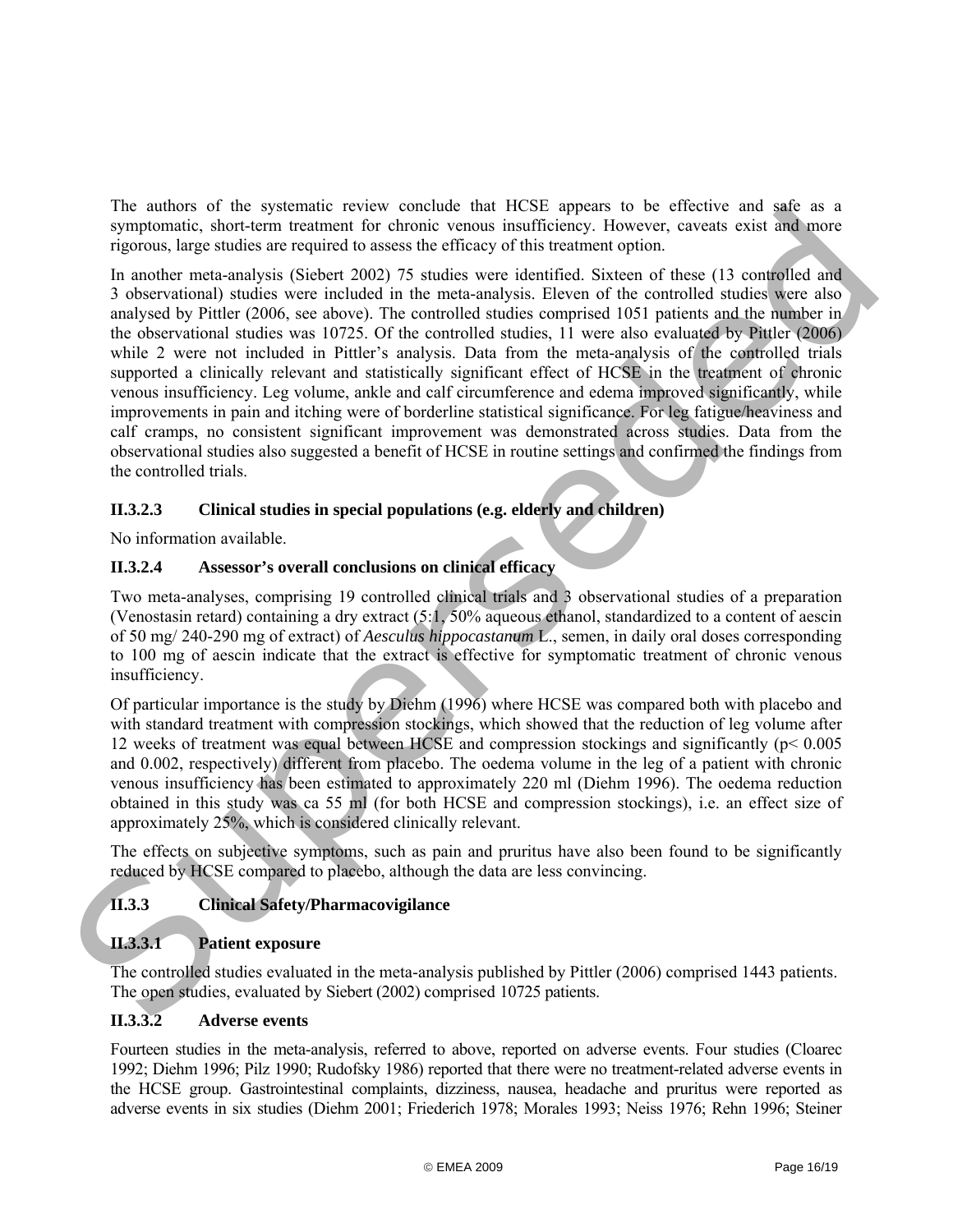The authors of the systematic review conclude that HCSE appears to be effective and safe as a symptomatic, short-term treatment for chronic venous insufficiency. However, caveats exist and more rigorous, large studies are required to assess the efficacy of this treatment option.

In another meta-analysis (Siebert 2002) 75 studies were identified. Sixteen of these (13 controlled and 3 observational) studies were included in the meta-analysis. Eleven of the controlled studies were also analysed by Pittler (2006, see above). The controlled studies comprised 1051 patients and the number in the observational studies was 10725. Of the controlled studies, 11 were also evaluated by Pittler (2006) while 2 were not included in Pittler's analysis. Data from the meta-analysis of the controlled trials supported a clinically relevant and statistically significant effect of HCSE in the treatment of chronic venous insufficiency. Leg volume, ankle and calf circumference and edema improved significantly, while improvements in pain and itching were of borderline statistical significance. For leg fatigue/heaviness and calf cramps, no consistent significant improvement was demonstrated across studies. Data from the observational studies also suggested a benefit of HCSE in routine settings and confirmed the findings from the controlled trials.

### II.3.2.3 Clinical studies in special populations (e.g. elderly and children)

No information available.

### II.3.2.4 Assessor's overall conclusions on clinical efficacy

Two meta-analyses, comprising 19 controlled clinical trials and 3 observational studies of a preparation (Venostasin retard) containing a dry extract (5:1, 50% aqueous ethanol, standardized to a content of aescin of 50 mg/ 240-290 mg of extract) of *Aesculus hippocastanum* L., semen, in daily oral doses corresponding to 100 mg of aescin indicate that the extract is effective for symptomatic treatment of chronic venous insufficiency.

Of particular importance is the study by Diehm (1996) where HCSE was compared both with placebo and with standard treatment with compression stockings, which showed that the reduction of leg volume after 12 weeks of treatment was equal between HCSE and compression stockings and significantly ($p < 0.005$ and 0.002, respectively) different from placebo. The oedema volume in the leg of a patient with chronic venous insufficiency has been estimated to approximately 220 ml (Diehm 1996). The oedema reduction obtained in this study was ca 55 ml (for both HCSE and compression stockings), i.e. an effect size of approximately 25%, which is considered clinically relevant.

The effects on subjective symptoms, such as pain and pruritus have also been found to be significantly reduced by HCSE compared to placebo, although the data are less convincing.

## II.3.3 Clinical Safety/Pharmacovigilance

### II.3.3.1 Patient exposure

The controlled studies evaluated in the meta-analysis published by Pittler (2006) comprised 1443 patients. The open studies, evaluated by Siebert (2002) comprised 10725 patients.

### II.3.3.2 Adverse events

Fourteen studies in the meta-analysis, referred to above, reported on adverse events. Four studies (Cloarec 1992; Diehm 1996; Pilz 1990; Rudofsky 1986) reported that there were no treatment-related adverse events in the HCSE group. Gastrointestinal complaints, dizziness, nausea, headache and pruritus were reported as adverse events in six studies (Diehm 2001; Friederich 1978; Morales 1993; Neiss 1976; Rehn 1996; Steiner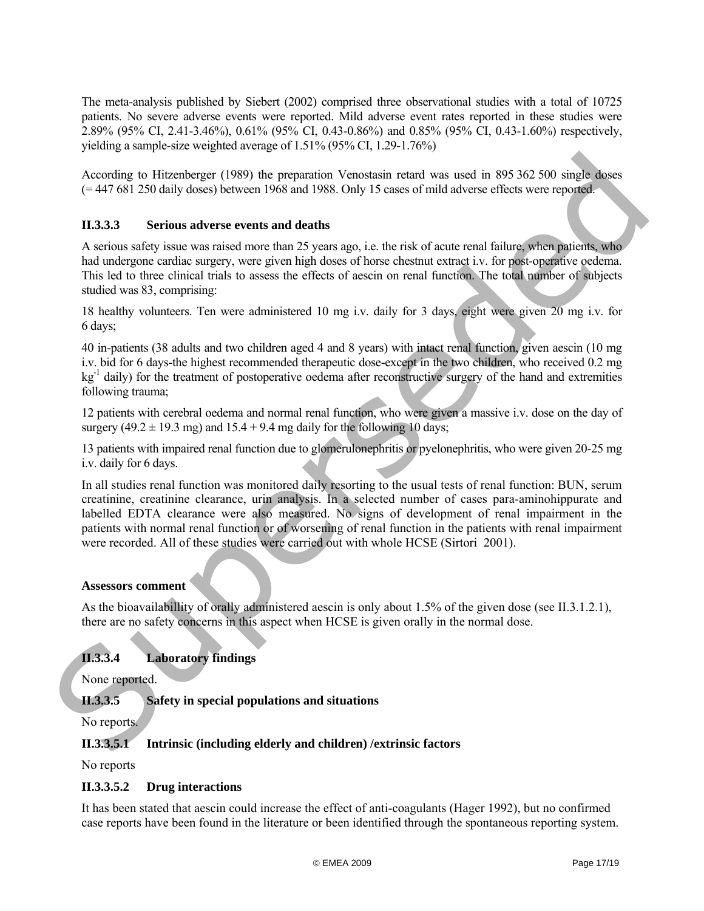The meta-analysis published by Siebert (2002) comprised three observational studies with a total of 10725 patients. No severe adverse events were reported. Mild adverse event rates reported in these studies were 2.89% (95% CI, 2.41-3.46%), 0.61% (95% CI, 0.43-0.86%) and 0.85% (95% CI, 0.43-1.60%) respectively, yielding a sample-size weighted average of 1.51% (95% CI, 1.29-1.76%)

According to Hitzenberger (1989) the preparation Venostasin retard was used in 895 362 500 single doses (= 447 681 250 daily doses) between 1968 and 1988. Only 15 cases of mild adverse effects were reported.

#### II.3.3.3 Serious adverse events and deaths

A serious safety issue was raised more than 25 years ago, i.e. the risk of acute renal failure, when patients, who had undergone cardiac surgery, were given high doses of horse chestnut extract i.v. for post-operative oedema. This led to three clinical trials to assess the effects of aescin on renal function. The total number of subjects studied was 83, comprising:

18 healthy volunteers. Ten were administered 10 mg i.v. daily for 3 days, eight were given 20 mg i.v. for 6 days;

40 in-patients (38 adults and two children aged 4 and 8 years) with intact renal function, given aescin (10 mg i.v. bid for 6 days-the highest recommended therapeutic dose-except in the two children, who received 0.2 mg $kg^{-1}$ daily) for the treatment of postoperative oedema after reconstructive surgery of the hand and extremities following trauma;

12 patients with cerebral oedema and normal renal function, who were given a massive i.v. dose on the day of surgery (49.2 ± 19.3 mg) and 15.4 + 9.4 mg daily for the following 10 days;

13 patients with impaired renal function due to glomerulonephritis or pyelonephritis, who were given 20-25 mg i.v. daily for 6 days.

In all studies renal function was monitored daily resorting to the usual tests of renal function: BUN, serum creatinine, creatinine clearance, urin analysis. In a selected number of cases para-aminohippurate and labelled EDTA clearance were also measured. No signs of development of renal impairment in the patients with normal renal function or of worsening of renal function in the patients with renal impairment were recorded. All of these studies were carried out with whole HCSE (Sirtori 2001).

**Assessors comment**

As the bioavailabillity of orally administered aescin is only about 1.5% of the given dose (see II.3.1.2.1), there are no safety concerns in this aspect when HCSE is given orally in the normal dose.

#### II.3.3.4 Laboratory findings

None reported.

#### II.3.3.5 Safety in special populations and situations

No reports.

##### II.3.3.5.1 Intrinsic (including elderly and children) /extrinsic factors

No reports

##### II.3.3.5.2 Drug interactions

It has been stated that aescin could increase the effect of anti-coagulants (Hager 1992), but no confirmed case reports have been found in the literature or been identified through the spontaneous reporting system.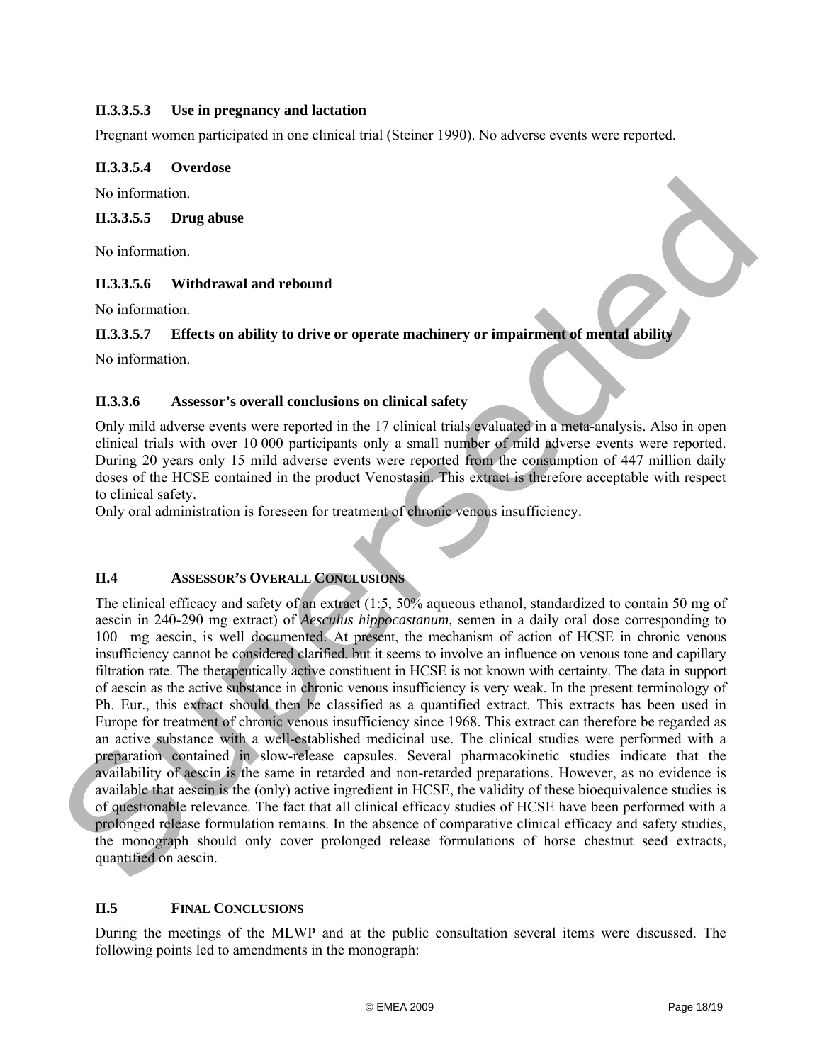#### II.3.3.5.3 Use in pregnancy and lactation

Pregnant women participated in one clinical trial (Steiner 1990). No adverse events were reported.

#### II.3.3.5.4 Overdose

No information.

#### II.3.3.5.5 Drug abuse

No information.

#### II.3.3.5.6 Withdrawal and rebound

No information.

#### II.3.3.5.7 Effects on ability to drive or operate machinery or impairment of mental ability

No information.

### II.3.3.6 Assessor's overall conclusions on clinical safety

Only mild adverse events were reported in the 17 clinical trials evaluated in a meta-analysis. Also in open clinical trials with over 10 000 participants only a small number of mild adverse events were reported. During 20 years only 15 mild adverse events were reported from the consumption of 447 million daily doses of the HCSE contained in the product Venostasin. This extract is therefore acceptable with respect to clinical safety.
Only oral administration is foreseen for treatment of chronic venous insufficiency.

## II.4 ASSESSOR'S OVERALL CONCLUSIONS

The clinical efficacy and safety of an extract (1:5, 50% aqueous ethanol, standardized to contain 50 mg of aescin in 240-290 mg extract) of *Aesculus hippocastanum,* semen in a daily oral dose corresponding to 100 mg aescin, is well documented. At present, the mechanism of action of HCSE in chronic venous insufficiency cannot be considered clarified, but it seems to involve an influence on venous tone and capillary filtration rate. The therapeutically active constituent in HCSE is not known with certainty. The data in support of aescin as the active substance in chronic venous insufficiency is very weak. In the present terminology of Ph. Eur., this extract should then be classified as a quantified extract. This extracts has been used in Europe for treatment of chronic venous insufficiency since 1968. This extract can therefore be regarded as an active substance with a well-established medicinal use. The clinical studies were performed with a preparation contained in slow-release capsules. Several pharmacokinetic studies indicate that the availability of aescin is the same in retarded and non-retarded preparations. However, as no evidence is available that aescin is the (only) active ingredient in HCSE, the validity of these bioequivalence studies is of questionable relevance. The fact that all clinical efficacy studies of HCSE have been performed with a prolonged release formulation remains. In the absence of comparative clinical efficacy and safety studies, the monograph should only cover prolonged release formulations of horse chestnut seed extracts, quantified on aescin.

## II.5 FINAL CONCLUSIONS

During the meetings of the MLWP and at the public consultation several items were discussed. The following points led to amendments in the monograph: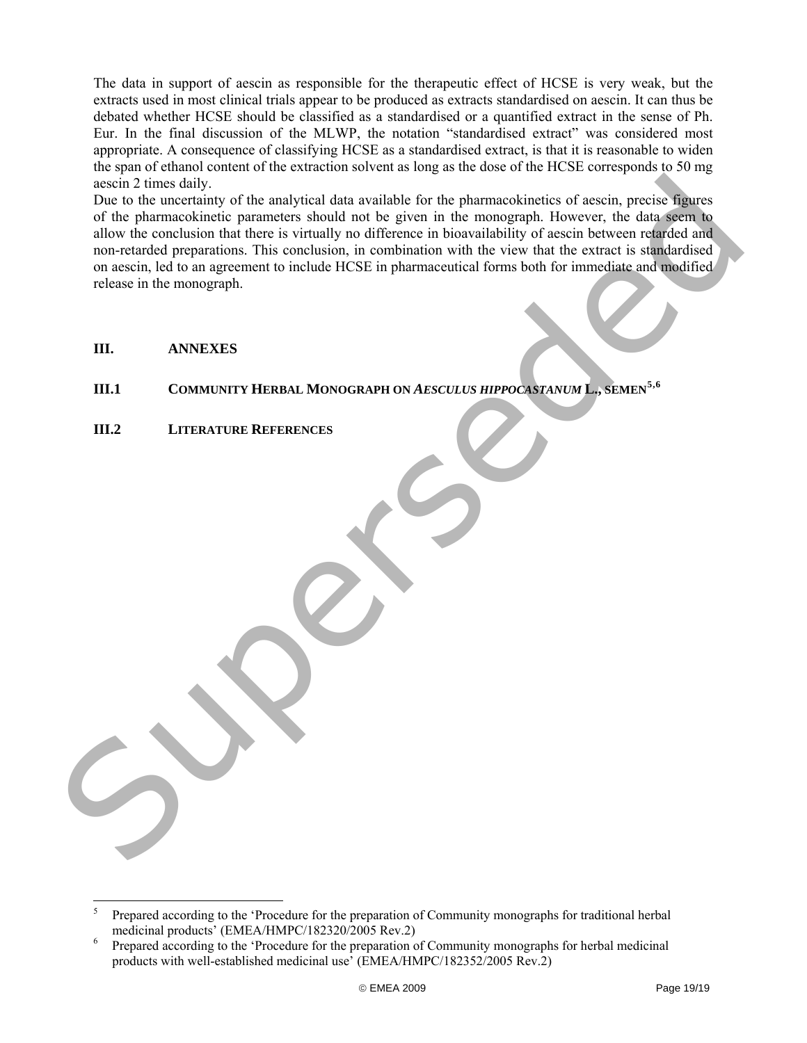The data in support of aescin as responsible for the therapeutic effect of HCSE is very weak, but the extracts used in most clinical trials appear to be produced as extracts standardised on aescin. It can thus be debated whether HCSE should be classified as a standardised or a quantified extract in the sense of Ph. Eur. In the final discussion of the MLWP, the notation "standardised extract" was considered most appropriate. A consequence of classifying HCSE as a standardised extract, is that it is reasonable to widen the span of ethanol content of the extraction solvent as long as the dose of the HCSE corresponds to 50 mg aescin 2 times daily.

Due to the uncertainty of the analytical data available for the pharmacokinetics of aescin, precise figures of the pharmacokinetic parameters should not be given in the monograph. However, the data seem to allow the conclusion that there is virtually no difference in bioavailability of aescin between retarded and non-retarded preparations. This conclusion, in combination with the view that the extract is standardised on aescin, led to an agreement to include HCSE in pharmaceutical forms both for immediate and modified release in the monograph.

## III. ANNEXES

### III.1 COMMUNITY HERBAL MONOGRAPH ON *AESCULUS HIPPOCASTANUM* L., SEMEN[5,6]

### III.2 LITERATURE REFERENCES

[5] Prepared according to the 'Procedure for the preparation of Community monographs for traditional herbal medicinal products' (EMEA/HMPC/182320/2005 Rev.2)

[6] Prepared according to the 'Procedure for the preparation of Community monographs for herbal medicinal products with well-established medicinal use' (EMEA/HMPC/182352/2005 Rev.2)

© EMEA 2009